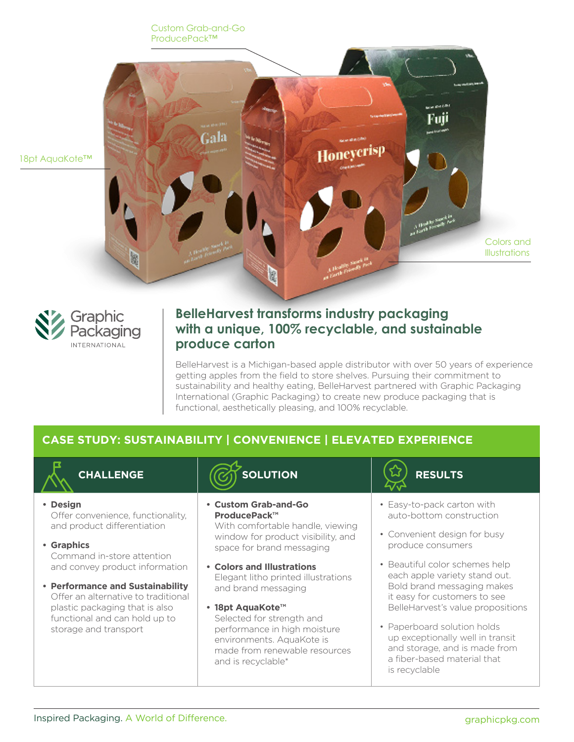Custom Grab-and-Go ProducePack™

18pt AquaKote™

Colors and Illustrations

Graphic Packaging INTERNATIONAL

# BelleHarvest transforms industry packaging with a unique, 100% recyclable, and sustainable produce carton

BelleHarvest is a Michigan-based apple distributor with over 50 years of experience getting apples from the field to store shelves. Pursuing their commitment to sustainability and healthy eating, BelleHarvest partnered with Graphic Packaging International (Graphic Packaging) to create new produce packaging that is functional, aesthetically pleasing, and 100% recyclable.

## CASE STUDY: SUSTAINABILITY | CONVENIENCE | ELEVATED EXPERIENCE

### CHALLENGE

- **Design**
  Offer convenience, functionality, and product differentiation
- **Graphics**
  Command in-store attention and convey product information
- **Performance and Sustainability**
  Offer an alternative to traditional plastic packaging that is also functional and can hold up to storage and transport

### SOLUTION

- **Custom Grab-and-Go ProducePack™**
  With comfortable handle, viewing window for product visibility, and space for brand messaging
- **Colors and Illustrations**
  Elegant litho printed illustrations and brand messaging
- **18pt AquaKote™**
  Selected for strength and performance in high moisture environments. AquaKote is made from renewable resources and is recyclable*

### RESULTS

- Easy-to-pack carton with auto-bottom construction
- Convenient design for busy produce consumers
- Beautiful color schemes help each apple variety stand out. Bold brand messaging makes it easy for customers to see BelleHarvest's value propositions
- Paperboard solution holds up exceptionally well in transit and storage, and is made from a fiber-based material that is recyclable

Inspired Packaging. A World of Difference.

graphicpkg.com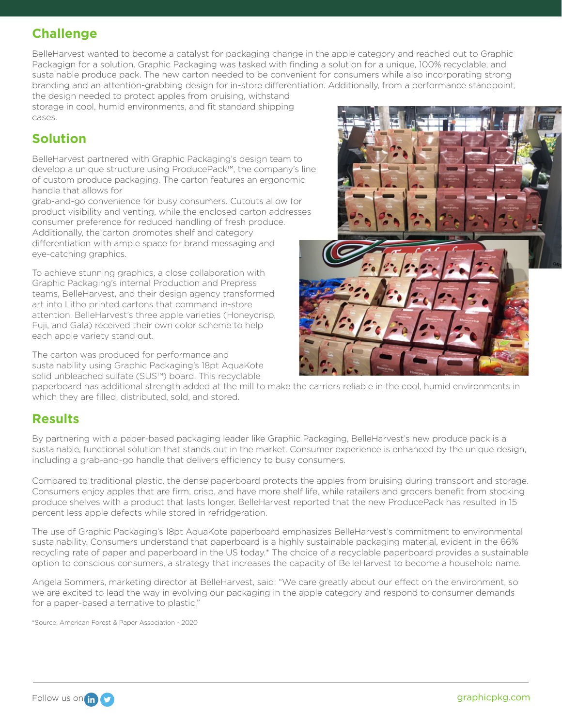## Challenge

BelleHarvest wanted to become a catalyst for packaging change in the apple category and reached out to Graphic Packagign for a solution. Graphic Packaging was tasked with finding a solution for a unique, 100% recyclable, and sustainable produce pack. The new carton needed to be convenient for consumers while also incorporating strong branding and an attention-grabbing design for in-store differentiation. Additionally, from a performance standpoint, the design needed to protect apples from bruising, withstand storage in cool, humid environments, and fit standard shipping cases.

## Solution

BelleHarvest partnered with Graphic Packaging's design team to develop a unique structure using ProducePack™, the company's line of custom produce packaging. The carton features an ergonomic handle that allows for grab-and-go convenience for busy consumers. Cutouts allow for product visibility and venting, while the enclosed carton addresses consumer preference for reduced handling of fresh produce. Additionally, the carton promotes shelf and category differentiation with ample space for brand messaging and eye-catching graphics.

To achieve stunning graphics, a close collaboration with Graphic Packaging's internal Production and Prepress teams, BelleHarvest, and their design agency transformed art into Litho printed cartons that command in-store attention. BelleHarvest's three apple varieties (Honeycrisp, Fuji, and Gala) received their own color scheme to help each apple variety stand out.

The carton was produced for performance and sustainability using Graphic Packaging's 18pt AquaKote solid unbleached sulfate (SUS™) board. This recyclable paperboard has additional strength added at the mill to make the carriers reliable in the cool, humid environments in which they are filled, distributed, sold, and stored.

## Results

By partnering with a paper-based packaging leader like Graphic Packaging, BelleHarvest's new produce pack is a sustainable, functional solution that stands out in the market. Consumer experience is enhanced by the unique design, including a grab-and-go handle that delivers efficiency to busy consumers.

Compared to traditional plastic, the dense paperboard protects the apples from bruising during transport and storage. Consumers enjoy apples that are firm, crisp, and have more shelf life, while retailers and grocers benefit from stocking produce shelves with a product that lasts longer. BelleHarvest reported that the new ProducePack has resulted in 15 percent less apple defects while stored in refridgeration.

The use of Graphic Packaging's 18pt AquaKote paperboard emphasizes BelleHarvest's commitment to environmental sustainability. Consumers understand that paperboard is a highly sustainable packaging material, evident in the 66% recycling rate of paper and paperboard in the US today.* The choice of a recyclable paperboard provides a sustainable option to conscious consumers, a strategy that increases the capacity of BelleHarvest to become a household name.

Angela Sommers, marketing director at BelleHarvest, said: "We care greatly about our effect on the environment, so we are excited to lead the way in evolving our packaging in the apple category and respond to consumer demands for a paper-based alternative to plastic."

*Source: American Forest & Paper Association - 2020

Follow us on

graphicpkg.com